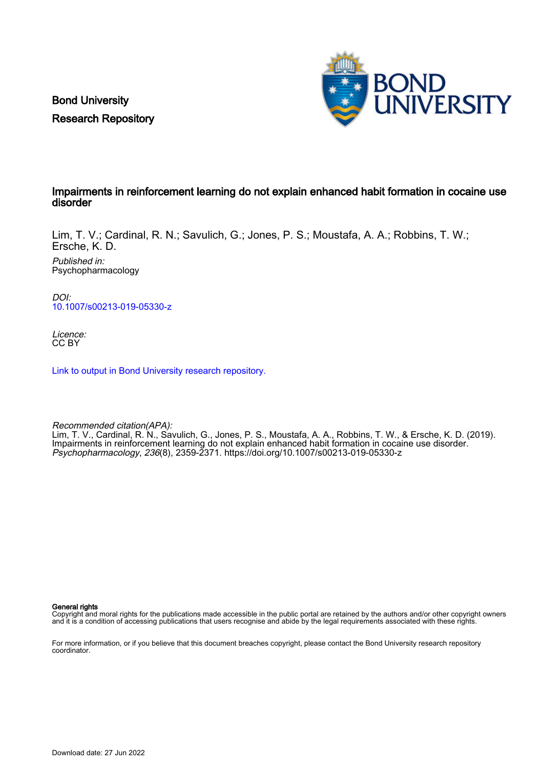Bond University
Research Repository

# Impairments in reinforcement learning do not explain enhanced habit formation in cocaine use disorder

Lim, T. V.; Cardinal, R. N.; Savulich, G.; Jones, P. S.; Moustafa, A. A.; Robbins, T. W.; Ersche, K. D.

*Published in:*
Psychopharmacology

*DOI:*
10.1007/s00213-019-05330-z

*Licence:*
CC BY

Link to output in Bond University research repository.

*Recommended citation(APA):*
Lim, T. V., Cardinal, R. N., Savulich, G., Jones, P. S., Moustafa, A. A., Robbins, T. W., & Ersche, K. D. (2019). Impairments in reinforcement learning do not explain enhanced habit formation in cocaine use disorder. *Psychopharmacology*, *236*(8), 2359-2371. https://doi.org/10.1007/s00213-019-05330-z

**General rights**
Copyright and moral rights for the publications made accessible in the public portal are retained by the authors and/or other copyright owners and it is a condition of accessing publications that users recognise and abide by the legal requirements associated with these rights.

For more information, or if you believe that this document breaches copyright, please contact the Bond University research repository coordinator.

Download date: 27 Jun 2022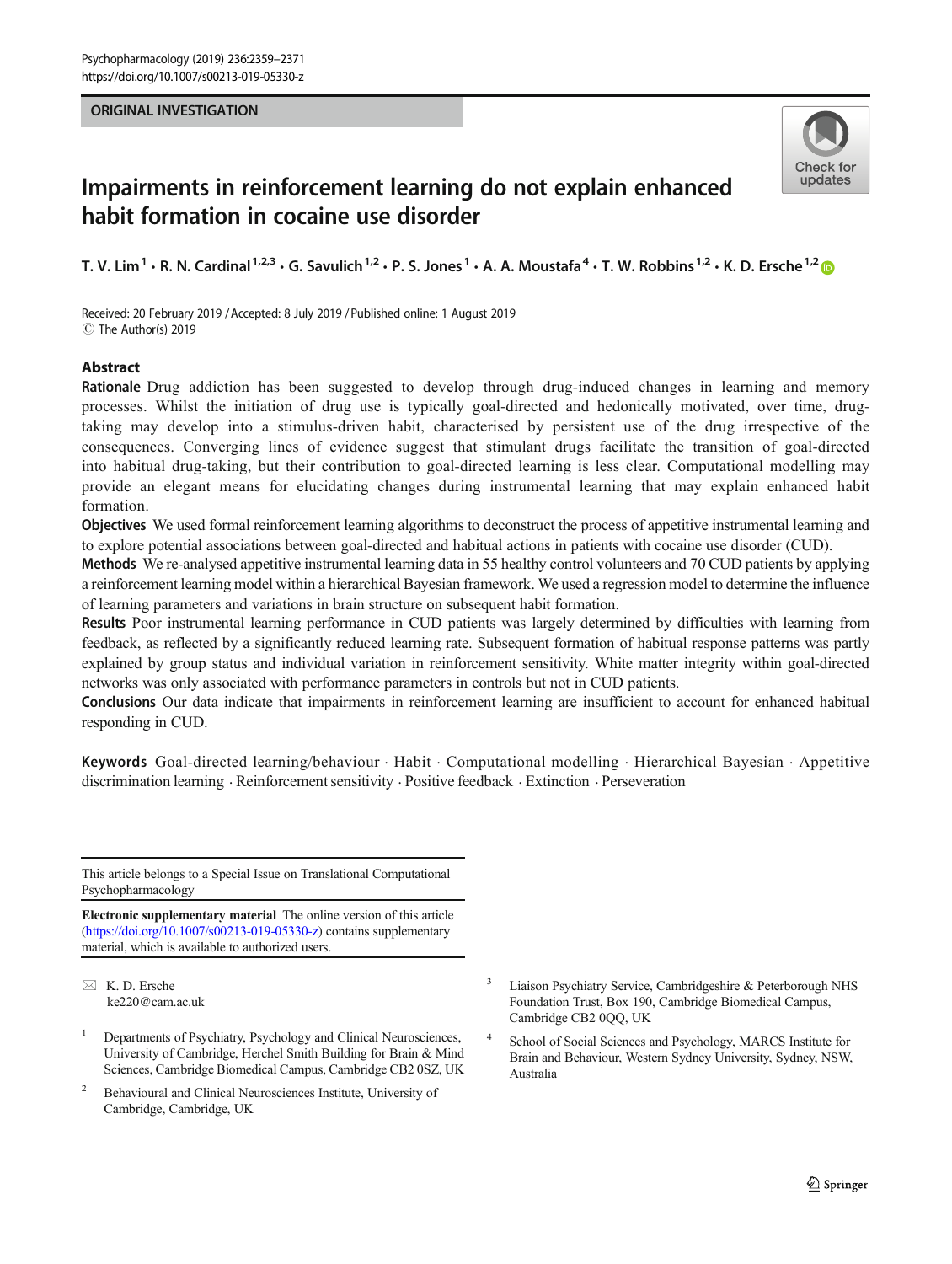ORIGINAL INVESTIGATION

# Impairments in reinforcement learning do not explain enhanced habit formation in cocaine use disorder

T. V. Lim[1] · R. N. Cardinal[1,2,3] · G. Savulich[1,2] · P. S. Jones[1] · A. A. Moustafa[4] · T. W. Robbins[1,2] · K. D. Ersche[1,2]

Received: 20 February 2019 / Accepted: 8 July 2019 / Published online: 1 August 2019
© The Author(s) 2019

## Abstract

**Rationale** Drug addiction has been suggested to develop through drug-induced changes in learning and memory processes. Whilst the initiation of drug use is typically goal-directed and hedonically motivated, over time, drug-taking may develop into a stimulus-driven habit, characterised by persistent use of the drug irrespective of the consequences. Converging lines of evidence suggest that stimulant drugs facilitate the transition of goal-directed into habitual drug-taking, but their contribution to goal-directed learning is less clear. Computational modelling may provide an elegant means for elucidating changes during instrumental learning that may explain enhanced habit formation.

**Objectives** We used formal reinforcement learning algorithms to deconstruct the process of appetitive instrumental learning and to explore potential associations between goal-directed and habitual actions in patients with cocaine use disorder (CUD).

**Methods** We re-analysed appetitive instrumental learning data in 55 healthy control volunteers and 70 CUD patients by applying a reinforcement learning model within a hierarchical Bayesian framework. We used a regression model to determine the influence of learning parameters and variations in brain structure on subsequent habit formation.

**Results** Poor instrumental learning performance in CUD patients was largely determined by difficulties with learning from feedback, as reflected by a significantly reduced learning rate. Subsequent formation of habitual response patterns was partly explained by group status and individual variation in reinforcement sensitivity. White matter integrity within goal-directed networks was only associated with performance parameters in controls but not in CUD patients.

**Conclusions** Our data indicate that impairments in reinforcement learning are insufficient to account for enhanced habitual responding in CUD.

**Keywords** Goal-directed learning/behaviour · Habit · Computational modelling · Hierarchical Bayesian · Appetitive discrimination learning · Reinforcement sensitivity · Positive feedback · Extinction · Perseveration

---

This article belongs to a Special Issue on Translational Computational Psychopharmacology

**Electronic supplementary material** The online version of this article (https://doi.org/10.1007/s00213-019-05330-z) contains supplementary material, which is available to authorized users.

✉ K. D. Ersche
ke220@cam.ac.uk

[1] Departments of Psychiatry, Psychology and Clinical Neurosciences, University of Cambridge, Herchel Smith Building for Brain & Mind Sciences, Cambridge Biomedical Campus, Cambridge CB2 0SZ, UK

[2] Behavioural and Clinical Neurosciences Institute, University of Cambridge, Cambridge, UK

[3] Liaison Psychiatry Service, Cambridgeshire & Peterborough NHS Foundation Trust, Box 190, Cambridge Biomedical Campus, Cambridge CB2 0QQ, UK

[4] School of Social Sciences and Psychology, MARCS Institute for Brain and Behaviour, Western Sydney University, Sydney, NSW, Australia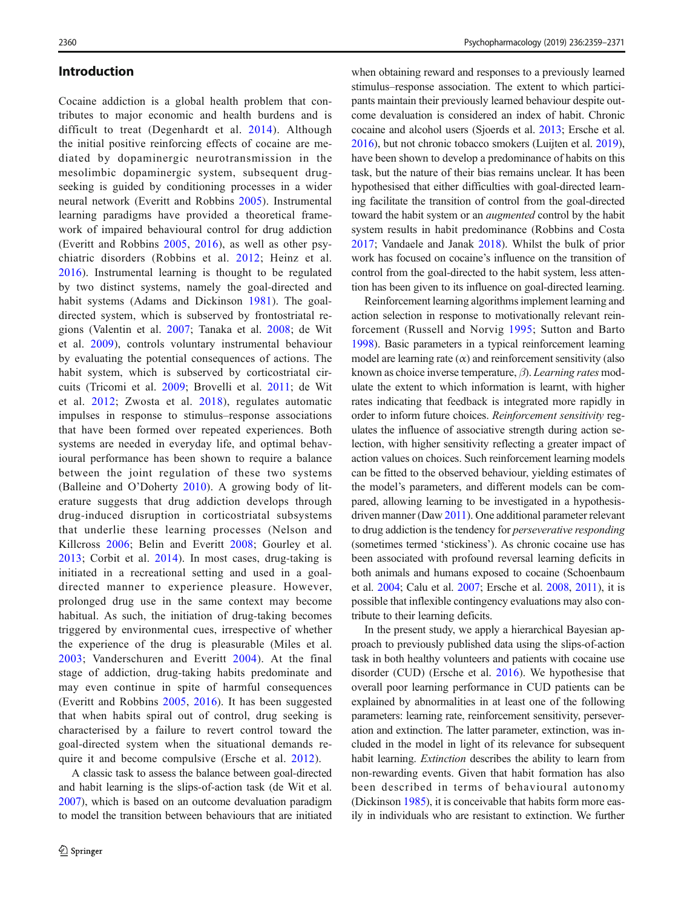## Introduction

Cocaine addiction is a global health problem that contributes to major economic and health burdens and is difficult to treat (Degenhardt et al. 2014). Although the initial positive reinforcing effects of cocaine are mediated by dopaminergic neurotransmission in the mesolimbic dopaminergic system, subsequent drug-seeking is guided by conditioning processes in a wider neural network (Everitt and Robbins 2005). Instrumental learning paradigms have provided a theoretical framework of impaired behavioural control for drug addiction (Everitt and Robbins 2005, 2016), as well as other psychiatric disorders (Robbins et al. 2012; Heinz et al. 2016). Instrumental learning is thought to be regulated by two distinct systems, namely the goal-directed and habit systems (Adams and Dickinson 1981). The goal-directed system, which is subserved by frontostriatal regions (Valentin et al. 2007; Tanaka et al. 2008; de Wit et al. 2009), controls voluntary instrumental behaviour by evaluating the potential consequences of actions. The habit system, which is subserved by corticostriatal circuits (Tricomi et al. 2009; Brovelli et al. 2011; de Wit et al. 2012; Zwosta et al. 2018), regulates automatic impulses in response to stimulus–response associations that have been formed over repeated experiences. Both systems are needed in everyday life, and optimal behavioural performance has been shown to require a balance between the joint regulation of these two systems (Balleine and O'Doherty 2010). A growing body of literature suggests that drug addiction develops through drug-induced disruption in corticostriatal subsystems that underlie these learning processes (Nelson and Killcross 2006; Belin and Everitt 2008; Gourley et al. 2013; Corbit et al. 2014). In most cases, drug-taking is initiated in a recreational setting and used in a goal-directed manner to experience pleasure. However, prolonged drug use in the same context may become habitual. As such, the initiation of drug-taking becomes triggered by environmental cues, irrespective of whether the experience of the drug is pleasurable (Miles et al. 2003; Vanderschuren and Everitt 2004). At the final stage of addiction, drug-taking habits predominate and may even continue in spite of harmful consequences (Everitt and Robbins 2005, 2016). It has been suggested that when habits spiral out of control, drug seeking is characterised by a failure to revert control toward the goal-directed system when the situational demands require it and become compulsive (Ersche et al. 2012).

A classic task to assess the balance between goal-directed and habit learning is the slips-of-action task (de Wit et al. 2007), which is based on an outcome devaluation paradigm to model the transition between behaviours that are initiated when obtaining reward and responses to a previously learned stimulus–response association. The extent to which participants maintain their previously learned behaviour despite outcome devaluation is considered an index of habit. Chronic cocaine and alcohol users (Sjoerds et al. 2013; Ersche et al. 2016), but not chronic tobacco smokers (Luijten et al. 2019), have been shown to develop a predominance of habits on this task, but the nature of their bias remains unclear. It has been hypothesised that either difficulties with goal-directed learning facilitate the transition of control from the goal-directed toward the habit system or an *augmented* control by the habit system results in habit predominance (Robbins and Costa 2017; Vandaele and Janak 2018). Whilst the bulk of prior work has focused on cocaine's influence on the transition of control from the goal-directed to the habit system, less attention has been given to its influence on goal-directed learning.

Reinforcement learning algorithms implement learning and action selection in response to motivationally relevant reinforcement (Russell and Norvig 1995; Sutton and Barto 1998). Basic parameters in a typical reinforcement learning model are learning rate ($\alpha$) and reinforcement sensitivity (also known as choice inverse temperature, $\beta$). *Learning rates* modulate the extent to which information is learnt, with higher rates indicating that feedback is integrated more rapidly in order to inform future choices. *Reinforcement sensitivity* regulates the influence of associative strength during action selection, with higher sensitivity reflecting a greater impact of action values on choices. Such reinforcement learning models can be fitted to the observed behaviour, yielding estimates of the model's parameters, and different models can be compared, allowing learning to be investigated in a hypothesis-driven manner (Daw 2011). One additional parameter relevant to drug addiction is the tendency for *perseverative responding* (sometimes termed 'stickiness'). As chronic cocaine use has been associated with profound reversal learning deficits in both animals and humans exposed to cocaine (Schoenbaum et al. 2004; Calu et al. 2007; Ersche et al. 2008, 2011), it is possible that inflexible contingency evaluations may also contribute to their learning deficits.

In the present study, we apply a hierarchical Bayesian approach to previously published data using the slips-of-action task in both healthy volunteers and patients with cocaine use disorder (CUD) (Ersche et al. 2016). We hypothesise that overall poor learning performance in CUD patients can be explained by abnormalities in at least one of the following parameters: learning rate, reinforcement sensitivity, perseveration and extinction. The latter parameter, extinction, was included in the model in light of its relevance for subsequent habit learning. *Extinction* describes the ability to learn from non-rewarding events. Given that habit formation has also been described in terms of behavioural autonomy (Dickinson 1985), it is conceivable that habits form more easily in individuals who are resistant to extinction. We further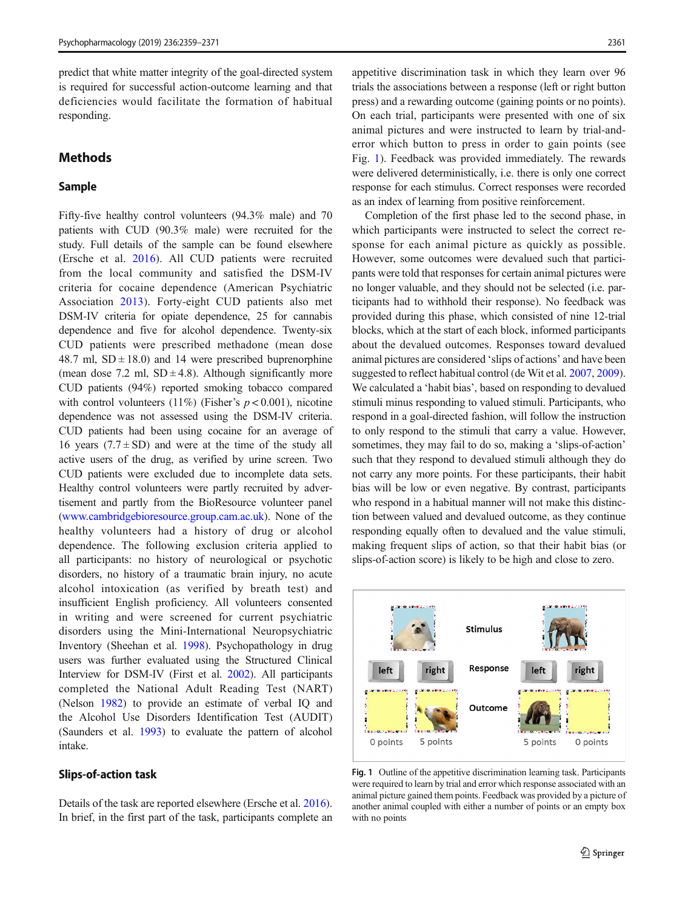predict that white matter integrity of the goal-directed system is required for successful action-outcome learning and that deficiencies would facilitate the formation of habitual responding.

## Methods

### Sample

Fifty-five healthy control volunteers (94.3% male) and 70 patients with CUD (90.3% male) were recruited for the study. Full details of the sample can be found elsewhere (Ersche et al. 2016). All CUD patients were recruited from the local community and satisfied the DSM-IV criteria for cocaine dependence (American Psychiatric Association 2013). Forty-eight CUD patients also met DSM-IV criteria for opiate dependence, 25 for cannabis dependence and five for alcohol dependence. Twenty-six CUD patients were prescribed methadone (mean dose 48.7 ml, SD ± 18.0) and 14 were prescribed buprenorphine (mean dose 7.2 ml, SD ± 4.8). Although significantly more CUD patients (94%) reported smoking tobacco compared with control volunteers (11%) (Fisher's $p < 0.001$), nicotine dependence was not assessed using the DSM-IV criteria. CUD patients had been using cocaine for an average of 16 years (7.7 ± SD) and were at the time of the study all active users of the drug, as verified by urine screen. Two CUD patients were excluded due to incomplete data sets. Healthy control volunteers were partly recruited by advertisement and partly from the BioResource volunteer panel (www.cambridgebioresource.group.cam.ac.uk). None of the healthy volunteers had a history of drug or alcohol dependence. The following exclusion criteria applied to all participants: no history of neurological or psychotic disorders, no history of a traumatic brain injury, no acute alcohol intoxication (as verified by breath test) and insufficient English proficiency. All volunteers consented in writing and were screened for current psychiatric disorders using the Mini-International Neuropsychiatric Inventory (Sheehan et al. 1998). Psychopathology in drug users was further evaluated using the Structured Clinical Interview for DSM-IV (First et al. 2002). All participants completed the National Adult Reading Test (NART) (Nelson 1982) to provide an estimate of verbal IQ and the Alcohol Use Disorders Identification Test (AUDIT) (Saunders et al. 1993) to evaluate the pattern of alcohol intake.

### Slips-of-action task

Details of the task are reported elsewhere (Ersche et al. 2016). In brief, in the first part of the task, participants complete an appetitive discrimination task in which they learn over 96 trials the associations between a response (left or right button press) and a rewarding outcome (gaining points or no points). On each trial, participants were presented with one of six animal pictures and were instructed to learn by trial-and-error which button to press in order to gain points (see Fig. 1). Feedback was provided immediately. The rewards were delivered deterministically, i.e. there is only one correct response for each stimulus. Correct responses were recorded as an index of learning from positive reinforcement.

Completion of the first phase led to the second phase, in which participants were instructed to select the correct response for each animal picture as quickly as possible. However, some outcomes were devalued such that participants were told that responses for certain animal pictures were no longer valuable, and they should not be selected (i.e. participants had to withhold their response). No feedback was provided during this phase, which consisted of nine 12-trial blocks, which at the start of each block, informed participants about the devalued outcomes. Responses toward devalued animal pictures are considered 'slips of actions' and have been suggested to reflect habitual control (de Wit et al. 2007, 2009). We calculated a 'habit bias', based on responding to devalued stimuli minus responding to valued stimuli. Participants, who respond in a goal-directed fashion, will follow the instruction to only respond to the stimuli that carry a value. However, sometimes, they may fail to do so, making a 'slips-of-action' such that they respond to devalued stimuli although they do not carry any more points. For these participants, their habit bias will be low or even negative. By contrast, participants who respond in a habitual manner will not make this distinction between valued and devalued outcome, as they continue responding equally often to devalued and the value stimuli, making frequent slips of action, so that their habit bias (or slips-of-action score) is likely to be high and close to zero.

| Stimulus | | | | |
|---|---|---|---|---|
| Response | left | right | left | right |
| Outcome | 0 points | 5 points | 5 points | 0 points |

Fig. 1 Outline of the appetitive discrimination learning task. Participants were required to learn by trial and error which response associated with an animal picture gained them points. Feedback was provided by a picture of another animal coupled with either a number of points or an empty box with no points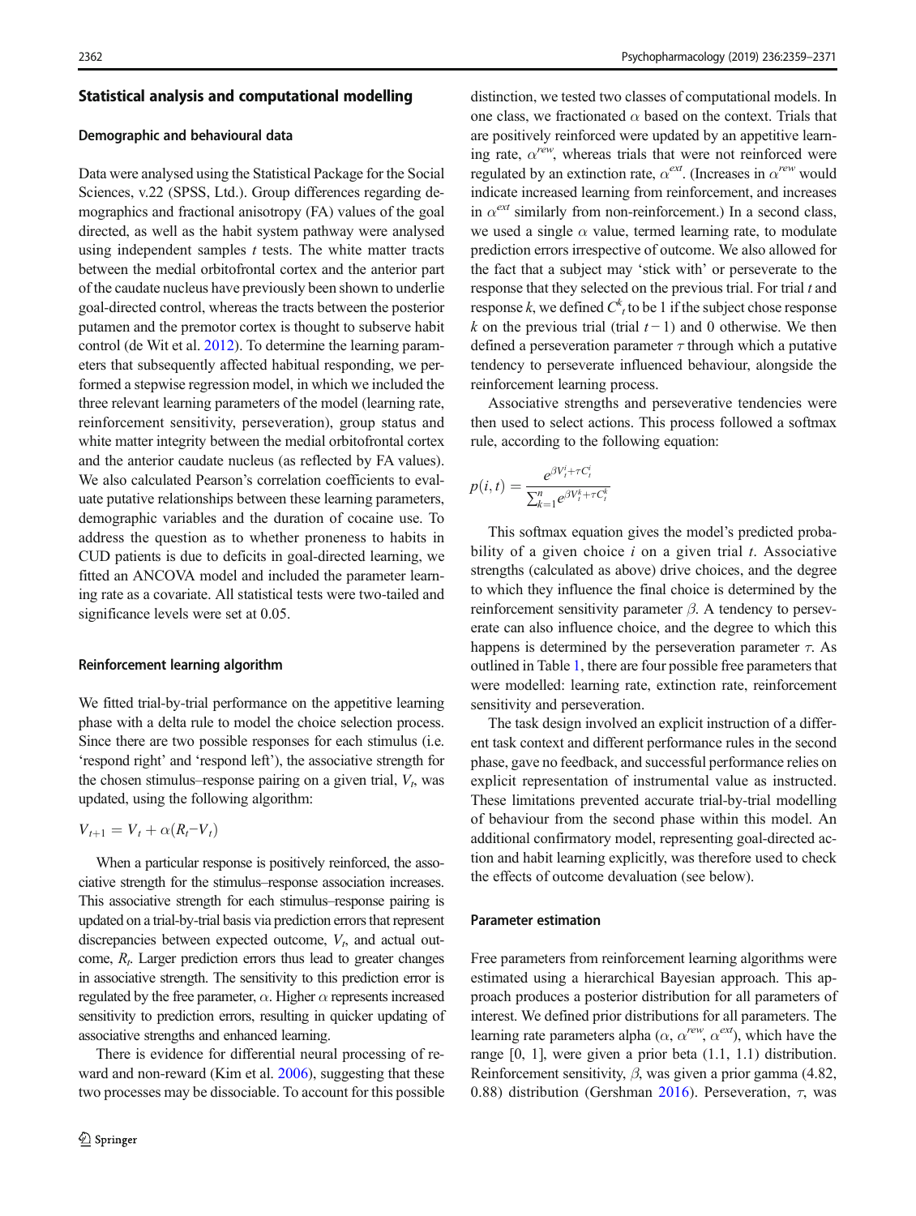## Statistical analysis and computational modelling

### Demographic and behavioural data

Data were analysed using the Statistical Package for the Social Sciences, v.22 (SPSS, Ltd.). Group differences regarding demographics and fractional anisotropy (FA) values of the goal directed, as well as the habit system pathway were analysed using independent samples *t* tests. The white matter tracts between the medial orbitofrontal cortex and the anterior part of the caudate nucleus have previously been shown to underlie goal-directed control, whereas the tracts between the posterior putamen and the premotor cortex is thought to subserve habit control (de Wit et al. 2012). To determine the learning parameters that subsequently affected habitual responding, we performed a stepwise regression model, in which we included the three relevant learning parameters of the model (learning rate, reinforcement sensitivity, perseveration), group status and white matter integrity between the medial orbitofrontal cortex and the anterior caudate nucleus (as reflected by FA values). We also calculated Pearson's correlation coefficients to evaluate putative relationships between these learning parameters, demographic variables and the duration of cocaine use. To address the question as to whether proneness to habits in CUD patients is due to deficits in goal-directed learning, we fitted an ANCOVA model and included the parameter learning rate as a covariate. All statistical tests were two-tailed and significance levels were set at 0.05.

### Reinforcement learning algorithm

We fitted trial-by-trial performance on the appetitive learning phase with a delta rule to model the choice selection process. Since there are two possible responses for each stimulus (i.e. 'respond right' and 'respond left'), the associative strength for the chosen stimulus–response pairing on a given trial, $V_t$, was updated, using the following algorithm:

$$V_{t+1} = V_t + \alpha(R_t - V_t)$$

When a particular response is positively reinforced, the associative strength for the stimulus–response association increases. This associative strength for each stimulus–response pairing is updated on a trial-by-trial basis via prediction errors that represent discrepancies between expected outcome, $V_t$, and actual outcome, $R_t$. Larger prediction errors thus lead to greater changes in associative strength. The sensitivity to this prediction error is regulated by the free parameter, $\alpha$. Higher $\alpha$ represents increased sensitivity to prediction errors, resulting in quicker updating of associative strengths and enhanced learning.

There is evidence for differential neural processing of reward and non-reward (Kim et al. 2006), suggesting that these two processes may be dissociable. To account for this possible distinction, we tested two classes of computational models. In one class, we fractionated $\alpha$ based on the context. Trials that are positively reinforced were updated by an appetitive learning rate, $\alpha^{rew}$, whereas trials that were not reinforced were regulated by an extinction rate, $\alpha^{ext}$. (Increases in $\alpha^{rew}$ would indicate increased learning from reinforcement, and increases in $\alpha^{ext}$ similarly from non-reinforcement.) In a second class, we used a single $\alpha$ value, termed learning rate, to modulate prediction errors irrespective of outcome. We also allowed for the fact that a subject may 'stick with' or perseverate to the response that they selected on the previous trial. For trial $t$ and response $k$, we defined $C^k_t$ to be 1 if the subject chose response $k$ on the previous trial (trial $t-1$) and 0 otherwise. We then defined a perseveration parameter $\tau$ through which a putative tendency to perseverate influenced behaviour, alongside the reinforcement learning process.

Associative strengths and perseverative tendencies were then used to select actions. This process followed a softmax rule, according to the following equation:

$$p(i,t) = \frac{e^{\beta V^i_t + \tau C^i_t}}{\sum_{k=1}^{n} e^{\beta V^k_t + \tau C^k_t}}$$

This softmax equation gives the model's predicted probability of a given choice $i$ on a given trial $t$. Associative strengths (calculated as above) drive choices, and the degree to which they influence the final choice is determined by the reinforcement sensitivity parameter $\beta$. A tendency to perseverate can also influence choice, and the degree to which this happens is determined by the perseveration parameter $\tau$. As outlined in Table 1, there are four possible free parameters that were modelled: learning rate, extinction rate, reinforcement sensitivity and perseveration.

The task design involved an explicit instruction of a different task context and different performance rules in the second phase, gave no feedback, and successful performance relies on explicit representation of instrumental value as instructed. These limitations prevented accurate trial-by-trial modelling of behaviour from the second phase within this model. An additional confirmatory model, representing goal-directed action and habit learning explicitly, was therefore used to check the effects of outcome devaluation (see below).

### Parameter estimation

Free parameters from reinforcement learning algorithms were estimated using a hierarchical Bayesian approach. This approach produces a posterior distribution for all parameters of interest. We defined prior distributions for all parameters. The learning rate parameters alpha ($\alpha$, $\alpha^{rew}$, $\alpha^{ext}$), which have the range [0, 1], were given a prior beta (1.1, 1.1) distribution. Reinforcement sensitivity, $\beta$, was given a prior gamma (4.82, 0.88) distribution (Gershman 2016). Perseveration, $\tau$, was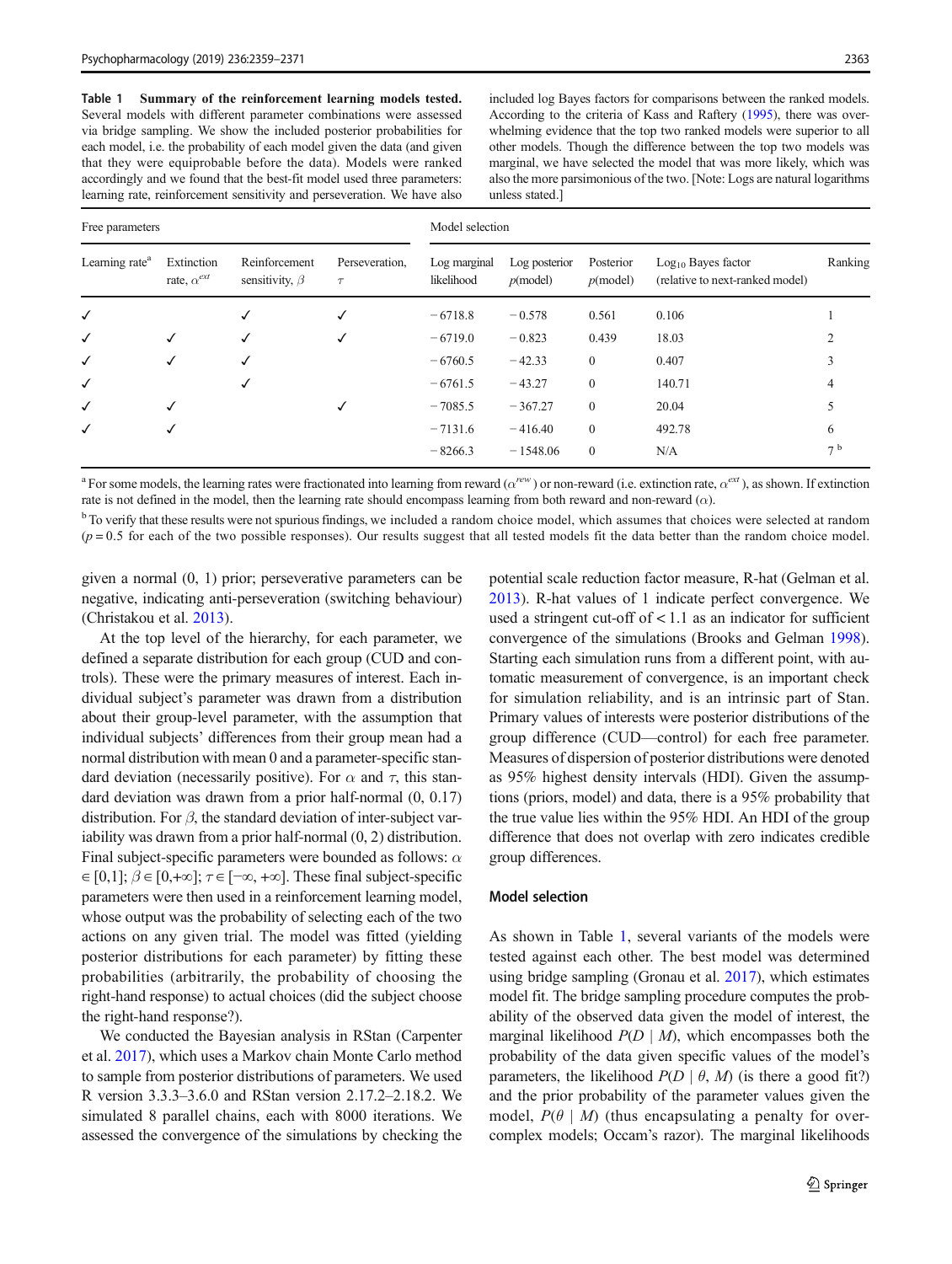**Table 1 Summary of the reinforcement learning models tested.** Several models with different parameter combinations were assessed via bridge sampling. We show the included posterior probabilities for each model, i.e. the probability of each model given the data (and given that they were equiprobable before the data). Models were ranked accordingly and we found that the best-fit model used three parameters: learning rate, reinforcement sensitivity and perseveration. We have also included log Bayes factors for comparisons between the ranked models. According to the criteria of Kass and Raftery (1995), there was overwhelming evidence that the top two ranked models were superior to all other models. Though the difference between the top two models was marginal, we have selected the model that was more likely, which was also the more parsimonious of the two. [Note: Logs are natural logarithms unless stated.]

| Free parameters | | | | Model selection | | | | |
|---|---|---|---|---|---|---|---|---|
| Learning rate[a] | Extinction rate, $\alpha^{ext}$ | Reinforcement sensitivity, $\beta$ | Perseveration, $\tau$ | Log marginal likelihood | Log posterior $p$(model) | Posterior $p$(model) | $\text{Log}_{10}$ Bayes factor (relative to next-ranked model) | Ranking |
| ✓ | | ✓ | ✓ | −6718.8 | −0.578 | 0.561 | 0.106 | 1 |
| ✓ | ✓ | ✓ | ✓ | −6719.0 | −0.823 | 0.439 | 18.03 | 2 |
| ✓ | ✓ | ✓ | | −6760.5 | −42.33 | 0 | 0.407 | 3 |
| ✓ | | ✓ | | −6761.5 | −43.27 | 0 | 140.71 | 4 |
| ✓ | ✓ | | ✓ | −7085.5 | −367.27 | 0 | 20.04 | 5 |
| ✓ | ✓ | | | −7131.6 | −416.40 | 0 | 492.78 | 6 |
| | | | | −8266.3 | −1548.06 | 0 | N/A | 7[b] |

[a] For some models, the learning rates were fractionated into learning from reward ($\alpha^{rew}$) or non-reward (i.e. extinction rate, $\alpha^{ext}$), as shown. If extinction rate is not defined in the model, then the learning rate should encompass learning from both reward and non-reward ($\alpha$).

[b] To verify that these results were not spurious findings, we included a random choice model, which assumes that choices were selected at random ($p = 0.5$ for each of the two possible responses). Our results suggest that all tested models fit the data better than the random choice model.

given a normal (0, 1) prior; perseverative parameters can be negative, indicating anti-perseveration (switching behaviour) (Christakou et al. 2013).

At the top level of the hierarchy, for each parameter, we defined a separate distribution for each group (CUD and controls). These were the primary measures of interest. Each individual subject's parameter was drawn from a distribution about their group-level parameter, with the assumption that individual subjects' differences from their group mean had a normal distribution with mean 0 and a parameter-specific standard deviation (necessarily positive). For $\alpha$ and $\tau$, this standard deviation was drawn from a prior half-normal (0, 0.17) distribution. For $\beta$, the standard deviation of inter-subject variability was drawn from a prior half-normal (0, 2) distribution. Final subject-specific parameters were bounded as follows: $\alpha \in [0,1]$; $\beta \in [0,+\infty]$; $\tau \in [-\infty, +\infty]$. These final subject-specific parameters were then used in a reinforcement learning model, whose output was the probability of selecting each of the two actions on any given trial. The model was fitted (yielding posterior distributions for each parameter) by fitting these probabilities (arbitrarily, the probability of choosing the right-hand response) to actual choices (did the subject choose the right-hand response?).

We conducted the Bayesian analysis in RStan (Carpenter et al. 2017), which uses a Markov chain Monte Carlo method to sample from posterior distributions of parameters. We used R version 3.3.3–3.6.0 and RStan version 2.17.2–2.18.2. We simulated 8 parallel chains, each with 8000 iterations. We assessed the convergence of the simulations by checking the potential scale reduction factor measure, R-hat (Gelman et al. 2013). R-hat values of 1 indicate perfect convergence. We used a stringent cut-off of < 1.1 as an indicator for sufficient convergence of the simulations (Brooks and Gelman 1998). Starting each simulation runs from a different point, with automatic measurement of convergence, is an important check for simulation reliability, and is an intrinsic part of Stan. Primary values of interests were posterior distributions of the group difference (CUD—control) for each free parameter. Measures of dispersion of posterior distributions were denoted as 95% highest density intervals (HDI). Given the assumptions (priors, model) and data, there is a 95% probability that the true value lies within the 95% HDI. An HDI of the group difference that does not overlap with zero indicates credible group differences.

### Model selection

As shown in Table 1, several variants of the models were tested against each other. The best model was determined using bridge sampling (Gronau et al. 2017), which estimates model fit. The bridge sampling procedure computes the probability of the observed data given the model of interest, the marginal likelihood $P(D \mid M)$, which encompasses both the probability of the data given specific values of the model's parameters, the likelihood $P(D \mid \theta, M)$ (is there a good fit?) and the prior probability of the parameter values given the model, $P(\theta \mid M)$ (thus encapsulating a penalty for over-complex models; Occam's razor). The marginal likelihoods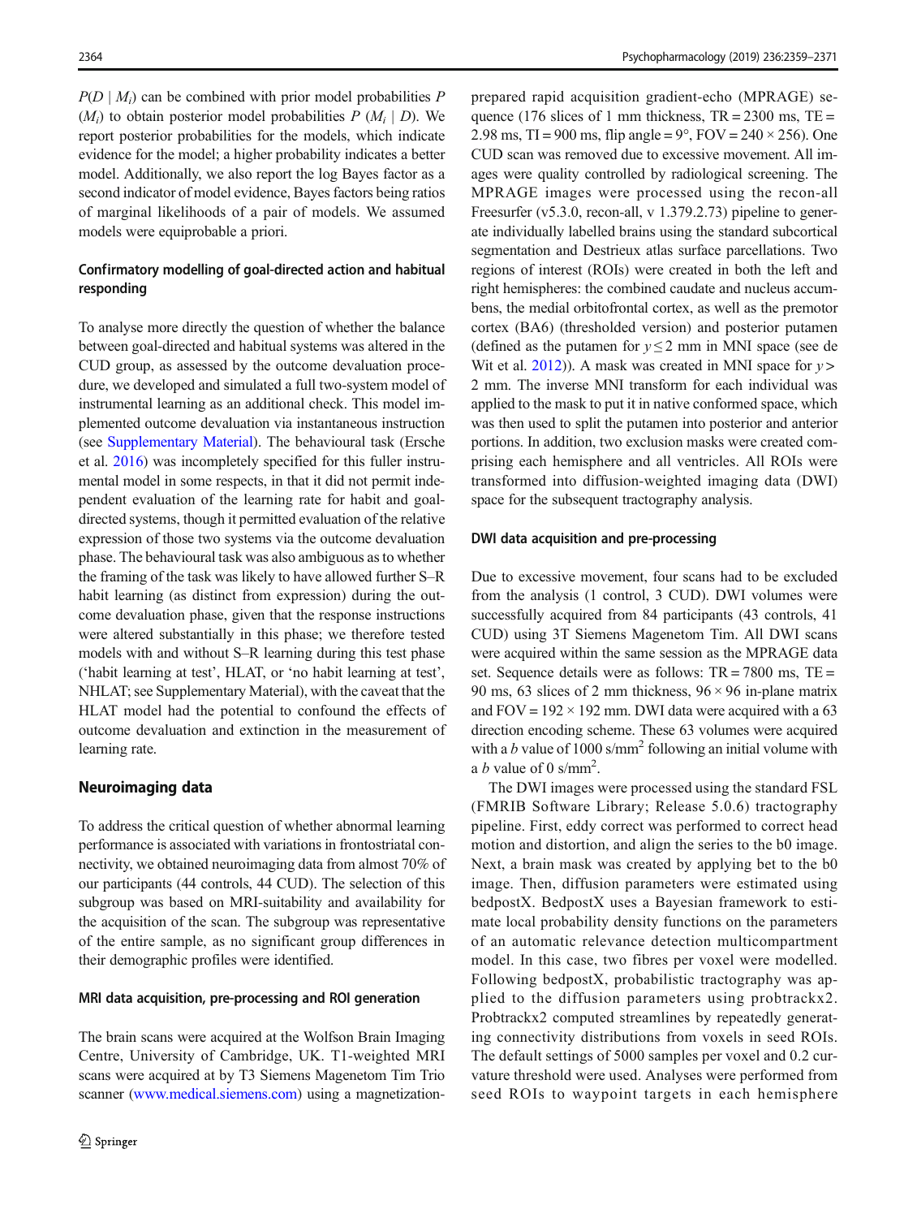$P(D \mid M_i)$ can be combined with prior model probabilities $P(M_i)$ to obtain posterior model probabilities $P(M_i \mid D)$. We report posterior probabilities for the models, which indicate evidence for the model; a higher probability indicates a better model. Additionally, we also report the log Bayes factor as a second indicator of model evidence, Bayes factors being ratios of marginal likelihoods of a pair of models. We assumed models were equiprobable a priori.

### Confirmatory modelling of goal-directed action and habitual responding

To analyse more directly the question of whether the balance between goal-directed and habitual systems was altered in the CUD group, as assessed by the outcome devaluation procedure, we developed and simulated a full two-system model of instrumental learning as an additional check. This model implemented outcome devaluation via instantaneous instruction (see Supplementary Material). The behavioural task (Ersche et al. 2016) was incompletely specified for this fuller instrumental model in some respects, in that it did not permit independent evaluation of the learning rate for habit and goal-directed systems, though it permitted evaluation of the relative expression of those two systems via the outcome devaluation phase. The behavioural task was also ambiguous as to whether the framing of the task was likely to have allowed further S–R habit learning (as distinct from expression) during the outcome devaluation phase, given that the response instructions were altered substantially in this phase; we therefore tested models with and without S–R learning during this test phase ('habit learning at test', HLAT, or 'no habit learning at test', NHLAT; see Supplementary Material), with the caveat that the HLAT model had the potential to confound the effects of outcome devaluation and extinction in the measurement of learning rate.

## Neuroimaging data

To address the critical question of whether abnormal learning performance is associated with variations in frontostriatal connectivity, we obtained neuroimaging data from almost 70% of our participants (44 controls, 44 CUD). The selection of this subgroup was based on MRI-suitability and availability for the acquisition of the scan. The subgroup was representative of the entire sample, as no significant group differences in their demographic profiles were identified.

### MRI data acquisition, pre-processing and ROI generation

The brain scans were acquired at the Wolfson Brain Imaging Centre, University of Cambridge, UK. T1-weighted MRI scans were acquired at by T3 Siemens Magenetom Tim Trio scanner (www.medical.siemens.com) using a magnetization-prepared rapid acquisition gradient-echo (MPRAGE) sequence (176 slices of 1 mm thickness, TR = 2300 ms, TE = 2.98 ms, TI = 900 ms, flip angle = 9°, FOV = 240 × 256). One CUD scan was removed due to excessive movement. All images were quality controlled by radiological screening. The MPRAGE images were processed using the recon-all Freesurfer (v5.3.0, recon-all, v 1.379.2.73) pipeline to generate individually labelled brains using the standard subcortical segmentation and Destrieux atlas surface parcellations. Two regions of interest (ROIs) were created in both the left and right hemispheres: the combined caudate and nucleus accumbens, the medial orbitofrontal cortex, as well as the premotor cortex (BA6) (thresholded version) and posterior putamen (defined as the putamen for $y \leq 2$ mm in MNI space (see de Wit et al. 2012)). A mask was created in MNI space for $y > 2$ mm. The inverse MNI transform for each individual was applied to the mask to put it in native conformed space, which was then used to split the putamen into posterior and anterior portions. In addition, two exclusion masks were created comprising each hemisphere and all ventricles. All ROIs were transformed into diffusion-weighted imaging data (DWI) space for the subsequent tractography analysis.

### DWI data acquisition and pre-processing

Due to excessive movement, four scans had to be excluded from the analysis (1 control, 3 CUD). DWI volumes were successfully acquired from 84 participants (43 controls, 41 CUD) using 3T Siemens Magenetom Tim. All DWI scans were acquired within the same session as the MPRAGE data set. Sequence details were as follows: TR = 7800 ms, TE = 90 ms, 63 slices of 2 mm thickness, 96 × 96 in-plane matrix and FOV = 192 × 192 mm. DWI data were acquired with a 63 direction encoding scheme. These 63 volumes were acquired with a $b$ value of 1000 s/mm$^2$ following an initial volume with a $b$ value of 0 s/mm$^2$.

The DWI images were processed using the standard FSL (FMRIB Software Library; Release 5.0.6) tractography pipeline. First, eddy correct was performed to correct head motion and distortion, and align the series to the b0 image. Next, a brain mask was created by applying bet to the b0 image. Then, diffusion parameters were estimated using bedpostX. BedpostX uses a Bayesian framework to estimate local probability density functions on the parameters of an automatic relevance detection multicompartment model. In this case, two fibres per voxel were modelled. Following bedpostX, probabilistic tractography was applied to the diffusion parameters using probtrackx2. Probtrackx2 computed streamlines by repeatedly generating connectivity distributions from voxels in seed ROIs. The default settings of 5000 samples per voxel and 0.2 curvature threshold were used. Analyses were performed from seed ROIs to waypoint targets in each hemisphere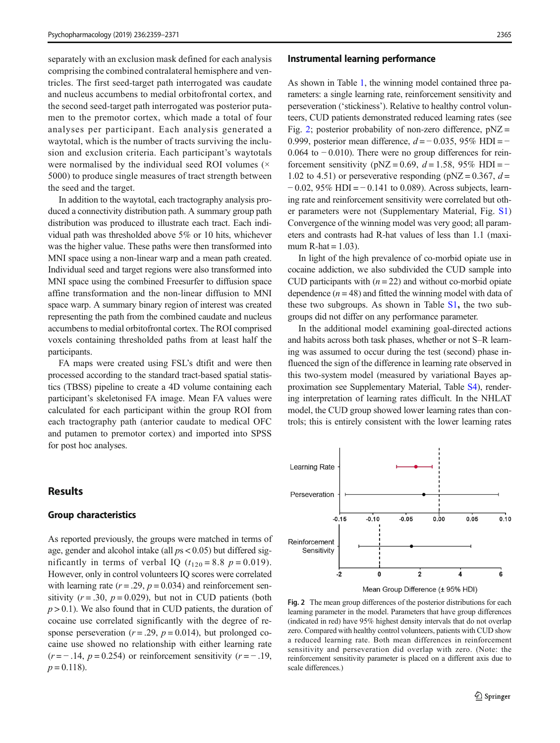separately with an exclusion mask defined for each analysis comprising the combined contralateral hemisphere and ventricles. The first seed-target path interrogated was caudate and nucleus accumbens to medial orbitofrontal cortex, and the second seed-target path interrogated was posterior putamen to the premotor cortex, which made a total of four analyses per participant. Each analysis generated a waytotal, which is the number of tracts surviving the inclusion and exclusion criteria. Each participant's waytotals were normalised by the individual seed ROI volumes (× 5000) to produce single measures of tract strength between the seed and the target.

In addition to the waytotal, each tractography analysis produced a connectivity distribution path. A summary group path distribution was produced to illustrate each tract. Each individual path was thresholded above 5% or 10 hits, whichever was the higher value. These paths were then transformed into MNI space using a non-linear warp and a mean path created. Individual seed and target regions were also transformed into MNI space using the combined Freesurfer to diffusion space affine transformation and the non-linear diffusion to MNI space warp. A summary binary region of interest was created representing the path from the combined caudate and nucleus accumbens to medial orbitofrontal cortex. The ROI comprised voxels containing thresholded paths from at least half the participants.

FA maps were created using FSL's dtifit and were then processed according to the standard tract-based spatial statistics (TBSS) pipeline to create a 4D volume containing each participant's skeletonised FA image. Mean FA values were calculated for each participant within the group ROI from each tractography path (anterior caudate to medical OFC and putamen to premotor cortex) and imported into SPSS for post hoc analyses.

## Results

### Group characteristics

As reported previously, the groups were matched in terms of age, gender and alcohol intake (all $p$s < 0.05) but differed significantly in terms of verbal IQ ($t_{120} = 8.8$ $p = 0.019$). However, only in control volunteers IQ scores were correlated with learning rate ($r = .29$, $p = 0.034$) and reinforcement sensitivity ($r = .30$, $p = 0.029$), but not in CUD patients (both $p > 0.1$). We also found that in CUD patients, the duration of cocaine use correlated significantly with the degree of response perseveration ($r = .29$, $p = 0.014$), but prolonged cocaine use showed no relationship with either learning rate ($r = -.14$, $p = 0.254$) or reinforcement sensitivity ($r = -.19$, $p = 0.118$).

### Instrumental learning performance

As shown in Table 1, the winning model contained three parameters: a single learning rate, reinforcement sensitivity and perseveration ('stickiness'). Relative to healthy control volunteers, CUD patients demonstrated reduced learning rates (see Fig. 2; posterior probability of non-zero difference, pNZ = 0.999, posterior mean difference, $d = -0.035$, 95% HDI = −0.064 to −0.010). There were no group differences for reinforcement sensitivity (pNZ = 0.69, $d = 1.58$, 95% HDI = −1.02 to 4.51) or perseverative responding (pNZ = 0.367, $d = -0.02$, 95% HDI = −0.141 to 0.089). Across subjects, learning rate and reinforcement sensitivity were correlated but other parameters were not (Supplementary Material, Fig. S1) Convergence of the winning model was very good; all parameters and contrasts had R-hat values of less than 1.1 (maximum R-hat = 1.03).

In light of the high prevalence of co-morbid opiate use in cocaine addiction, we also subdivided the CUD sample into CUD participants with ($n = 22$) and without co-morbid opiate dependence ($n = 48$) and fitted the winning model with data of these two subgroups. As shown in Table S1**,** the two subgroups did not differ on any performance parameter.

In the additional model examining goal-directed actions and habits across both task phases, whether or not S–R learning was assumed to occur during the test (second) phase influenced the sign of the difference in learning rate observed in this two-system model (measured by variational Bayes approximation see Supplementary Material, Table S4), rendering interpretation of learning rates difficult. In the NHLAT model, the CUD group showed lower learning rates than controls; this is entirely consistent with the lower learning rates

**Fig. 2** The mean group differences of the posterior distributions for each learning parameter in the model. Parameters that have group differences (indicated in red) have 95% highest density intervals that do not overlap zero. Compared with healthy control volunteers, patients with CUD show a reduced learning rate. Both mean differences in reinforcement sensitivity and perseveration did overlap with zero. (Note: the reinforcement sensitivity parameter is placed on a different axis due to scale differences.)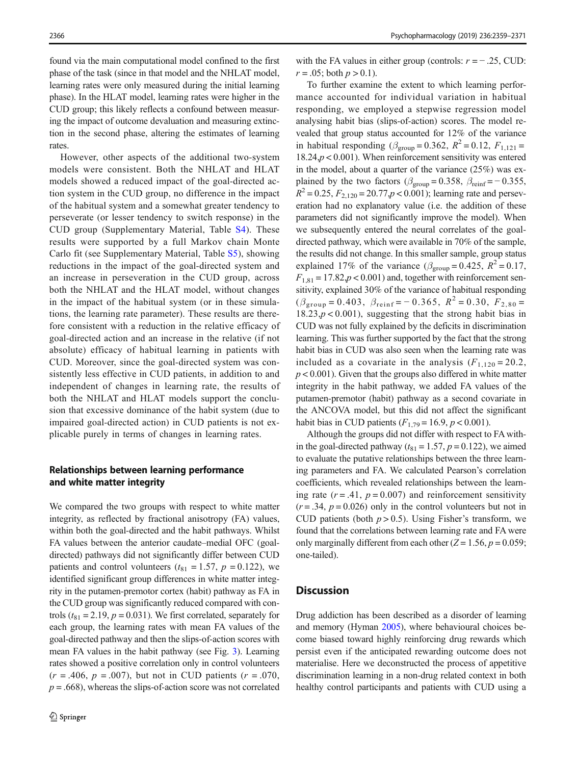found via the main computational model confined to the first phase of the task (since in that model and the NHLAT model, learning rates were only measured during the initial learning phase). In the HLAT model, learning rates were higher in the CUD group; this likely reflects a confound between measuring the impact of outcome devaluation and measuring extinction in the second phase, altering the estimates of learning rates.

However, other aspects of the additional two-system models were consistent. Both the NHLAT and HLAT models showed a reduced impact of the goal-directed action system in the CUD group, no difference in the impact of the habitual system and a somewhat greater tendency to perseverate (or lesser tendency to switch response) in the CUD group (Supplementary Material, Table S4). These results were supported by a full Markov chain Monte Carlo fit (see Supplementary Material, Table S5), showing reductions in the impact of the goal-directed system and an increase in perseveration in the CUD group, across both the NHLAT and the HLAT model, without changes in the impact of the habitual system (or in these simulations, the learning rate parameter). These results are therefore consistent with a reduction in the relative efficacy of goal-directed action and an increase in the relative (if not absolute) efficacy of habitual learning in patients with CUD. Moreover, since the goal-directed system was consistently less effective in CUD patients, in addition to and independent of changes in learning rate, the results of both the NHLAT and HLAT models support the conclusion that excessive dominance of the habit system (due to impaired goal-directed action) in CUD patients is not explicable purely in terms of changes in learning rates.

### Relationships between learning performance and white matter integrity

We compared the two groups with respect to white matter integrity, as reflected by fractional anisotropy (FA) values, within both the goal-directed and the habit pathways. Whilst FA values between the anterior caudate–medial OFC (goal-directed) pathways did not significantly differ between CUD patients and control volunteers ($t_{81} = 1.57$, $p = 0.122$), we identified significant group differences in white matter integrity in the putamen-premotor cortex (habit) pathway as FA in the CUD group was significantly reduced compared with controls ($t_{81} = 2.19$, $p = 0.031$). We first correlated, separately for each group, the learning rates with mean FA values of the goal-directed pathway and then the slips-of-action scores with mean FA values in the habit pathway (see Fig. 3). Learning rates showed a positive correlation only in control volunteers ($r = .406$, $p = .007$), but not in CUD patients ($r = .070$, $p = .668$), whereas the slips-of-action score was not correlated with the FA values in either group (controls: $r = -.25$, CUD: $r = .05$; both $p > 0.1$).

To further examine the extent to which learning performance accounted for individual variation in habitual responding, we employed a stepwise regression model analysing habit bias (slips-of-action) scores. The model revealed that group status accounted for 12% of the variance in habitual responding ($\beta_{\text{group}} = 0.362$, $R^2 = 0.12$, $F_{1,121} = 18.24, p < 0.001$). When reinforcement sensitivity was entered in the model, about a quarter of the variance (25%) was explained by the two factors ($\beta_{\text{group}} = 0.358$, $\beta_{\text{reinf}} = -0.355$, $R^2 = 0.25$, $F_{2,120} = 20.77, p < 0.001$); learning rate and perseveration had no explanatory value (i.e. the addition of these parameters did not significantly improve the model). When we subsequently entered the neural correlates of the goal-directed pathway, which were available in 70% of the sample, the results did not change. In this smaller sample, group status explained 17% of the variance ($\beta_{\text{group}} = 0.425$, $R^2 = 0.17$, $F_{1,81} = 17.82, p < 0.001$) and, together with reinforcement sensitivity, explained 30% of the variance of habitual responding ($\beta_{\text{group}} = 0.403$, $\beta_{\text{reinf}} = -0.365$, $R^2 = 0.30$, $F_{2,80} = 18.23, p < 0.001$), suggesting that the strong habit bias in CUD was not fully explained by the deficits in discrimination learning. This was further supported by the fact that the strong habit bias in CUD was also seen when the learning rate was included as a covariate in the analysis ($F_{1,120} = 20.2$, $p < 0.001$). Given that the groups also differed in white matter integrity in the habit pathway, we added FA values of the putamen-premotor (habit) pathway as a second covariate in the ANCOVA model, but this did not affect the significant habit bias in CUD patients ($F_{1,79} = 16.9$, $p < 0.001$).

Although the groups did not differ with respect to FA within the goal-directed pathway ($t_{81} = 1.57$, $p = 0.122$), we aimed to evaluate the putative relationships between the three learning parameters and FA. We calculated Pearson's correlation coefficients, which revealed relationships between the learning rate ($r = .41$, $p = 0.007$) and reinforcement sensitivity ($r = .34$, $p = 0.026$) only in the control volunteers but not in CUD patients (both $p > 0.5$). Using Fisher's transform, we found that the correlations between learning rate and FA were only marginally different from each other ($Z = 1.56$, $p = 0.059$; one-tailed).

## Discussion

Drug addiction has been described as a disorder of learning and memory (Hyman 2005), where behavioural choices become biased toward highly reinforcing drug rewards which persist even if the anticipated rewarding outcome does not materialise. Here we deconstructed the process of appetitive discrimination learning in a non-drug related context in both healthy control participants and patients with CUD using a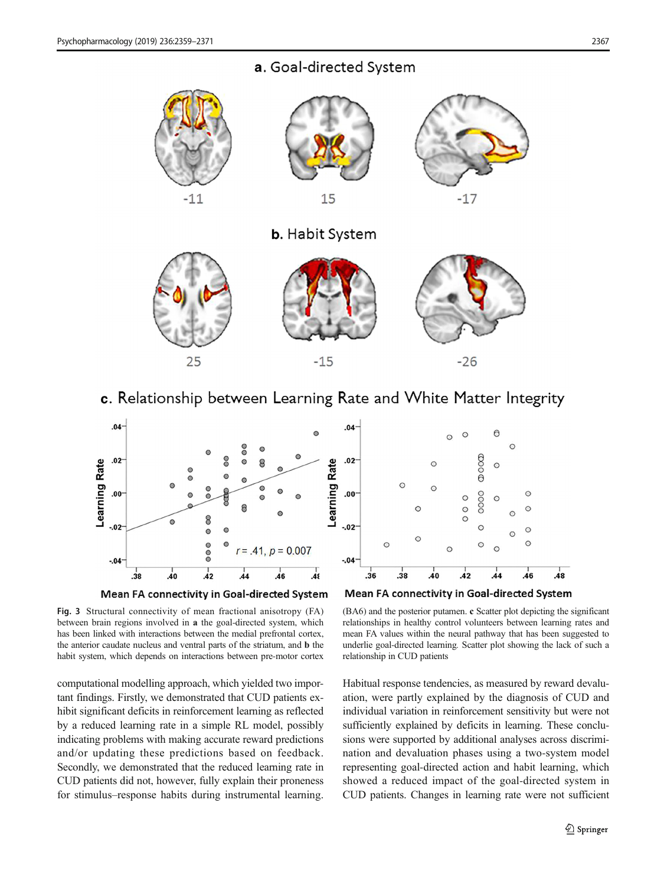**Fig. 3** Structural connectivity of mean fractional anisotropy (FA) between brain regions involved in **a** the goal-directed system, which has been linked with interactions between the medial prefrontal cortex, the anterior caudate nucleus and ventral parts of the striatum, and **b** the habit system, which depends on interactions between pre-motor cortex (BA6) and the posterior putamen. **c** Scatter plot depicting the significant relationships in healthy control volunteers between learning rates and mean FA values within the neural pathway that has been suggested to underlie goal-directed learning. Scatter plot showing the lack of such a relationship in CUD patients

computational modelling approach, which yielded two important findings. Firstly, we demonstrated that CUD patients exhibit significant deficits in reinforcement learning as reflected by a reduced learning rate in a simple RL model, possibly indicating problems with making accurate reward predictions and/or updating these predictions based on feedback. Secondly, we demonstrated that the reduced learning rate in CUD patients did not, however, fully explain their proneness for stimulus–response habits during instrumental learning. Habitual response tendencies, as measured by reward devaluation, were partly explained by the diagnosis of CUD and individual variation in reinforcement sensitivity but were not sufficiently explained by deficits in learning. These conclusions were supported by additional analyses across discrimination and devaluation phases using a two-system model representing goal-directed action and habit learning, which showed a reduced impact of the goal-directed system in CUD patients. Changes in learning rate were not sufficient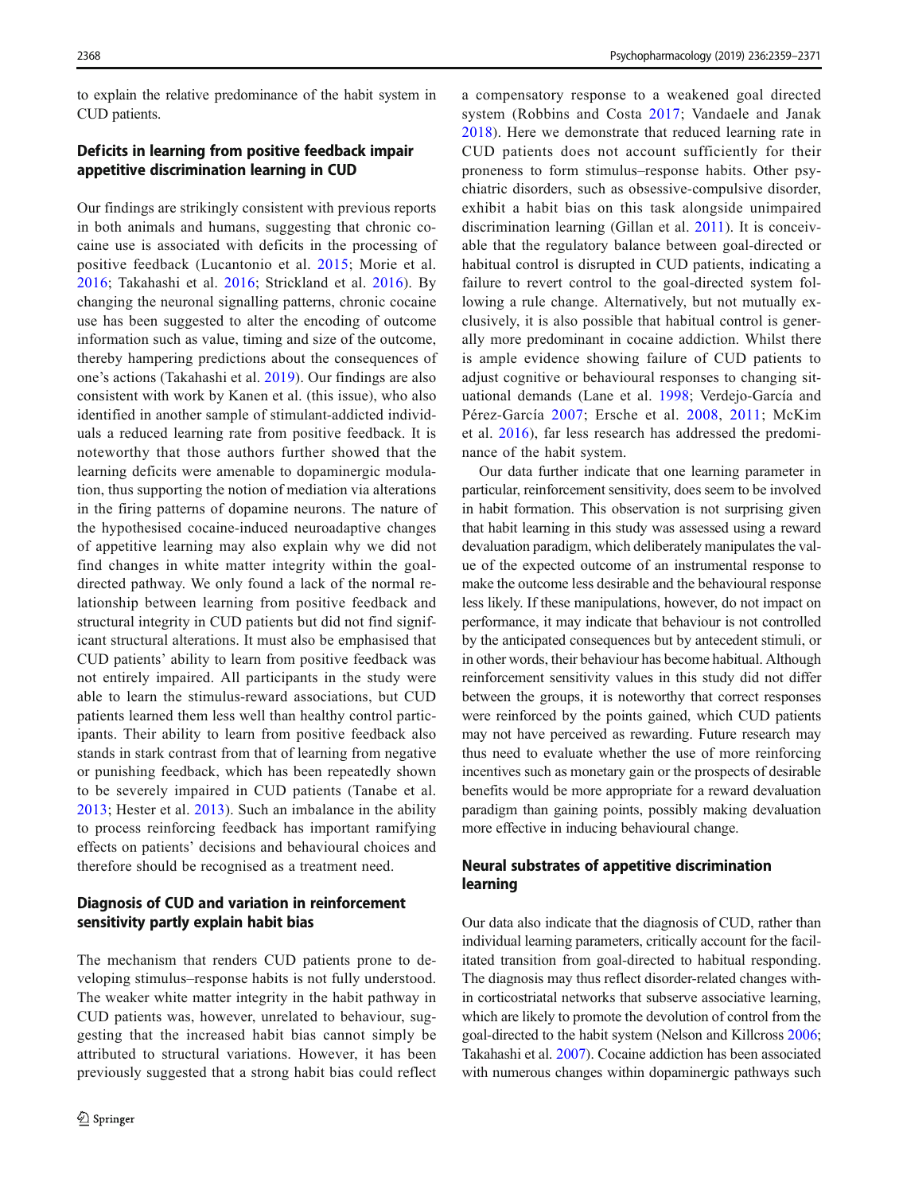to explain the relative predominance of the habit system in CUD patients.

## Deficits in learning from positive feedback impair appetitive discrimination learning in CUD

Our findings are strikingly consistent with previous reports in both animals and humans, suggesting that chronic cocaine use is associated with deficits in the processing of positive feedback (Lucantonio et al. 2015; Morie et al. 2016; Takahashi et al. 2016; Strickland et al. 2016). By changing the neuronal signalling patterns, chronic cocaine use has been suggested to alter the encoding of outcome information such as value, timing and size of the outcome, thereby hampering predictions about the consequences of one's actions (Takahashi et al. 2019). Our findings are also consistent with work by Kanen et al. (this issue), who also identified in another sample of stimulant-addicted individuals a reduced learning rate from positive feedback. It is noteworthy that those authors further showed that the learning deficits were amenable to dopaminergic modulation, thus supporting the notion of mediation via alterations in the firing patterns of dopamine neurons. The nature of the hypothesised cocaine-induced neuroadaptive changes of appetitive learning may also explain why we did not find changes in white matter integrity within the goal-directed pathway. We only found a lack of the normal relationship between learning from positive feedback and structural integrity in CUD patients but did not find significant structural alterations. It must also be emphasised that CUD patients' ability to learn from positive feedback was not entirely impaired. All participants in the study were able to learn the stimulus-reward associations, but CUD patients learned them less well than healthy control participants. Their ability to learn from positive feedback also stands in stark contrast from that of learning from negative or punishing feedback, which has been repeatedly shown to be severely impaired in CUD patients (Tanabe et al. 2013; Hester et al. 2013). Such an imbalance in the ability to process reinforcing feedback has important ramifying effects on patients' decisions and behavioural choices and therefore should be recognised as a treatment need.

## Diagnosis of CUD and variation in reinforcement sensitivity partly explain habit bias

The mechanism that renders CUD patients prone to developing stimulus–response habits is not fully understood. The weaker white matter integrity in the habit pathway in CUD patients was, however, unrelated to behaviour, suggesting that the increased habit bias cannot simply be attributed to structural variations. However, it has been previously suggested that a strong habit bias could reflect a compensatory response to a weakened goal directed system (Robbins and Costa 2017; Vandaele and Janak 2018). Here we demonstrate that reduced learning rate in CUD patients does not account sufficiently for their proneness to form stimulus–response habits. Other psychiatric disorders, such as obsessive-compulsive disorder, exhibit a habit bias on this task alongside unimpaired discrimination learning (Gillan et al. 2011). It is conceivable that the regulatory balance between goal-directed or habitual control is disrupted in CUD patients, indicating a failure to revert control to the goal-directed system following a rule change. Alternatively, but not mutually exclusively, it is also possible that habitual control is generally more predominant in cocaine addiction. Whilst there is ample evidence showing failure of CUD patients to adjust cognitive or behavioural responses to changing situational demands (Lane et al. 1998; Verdejo-García and Pérez-García 2007; Ersche et al. 2008, 2011; McKim et al. 2016), far less research has addressed the predominance of the habit system.

Our data further indicate that one learning parameter in particular, reinforcement sensitivity, does seem to be involved in habit formation. This observation is not surprising given that habit learning in this study was assessed using a reward devaluation paradigm, which deliberately manipulates the value of the expected outcome of an instrumental response to make the outcome less desirable and the behavioural response less likely. If these manipulations, however, do not impact on performance, it may indicate that behaviour is not controlled by the anticipated consequences but by antecedent stimuli, or in other words, their behaviour has become habitual. Although reinforcement sensitivity values in this study did not differ between the groups, it is noteworthy that correct responses were reinforced by the points gained, which CUD patients may not have perceived as rewarding. Future research may thus need to evaluate whether the use of more reinforcing incentives such as monetary gain or the prospects of desirable benefits would be more appropriate for a reward devaluation paradigm than gaining points, possibly making devaluation more effective in inducing behavioural change.

## Neural substrates of appetitive discrimination learning

Our data also indicate that the diagnosis of CUD, rather than individual learning parameters, critically account for the facilitated transition from goal-directed to habitual responding. The diagnosis may thus reflect disorder-related changes within corticostriatal networks that subserve associative learning, which are likely to promote the devolution of control from the goal-directed to the habit system (Nelson and Killcross 2006; Takahashi et al. 2007). Cocaine addiction has been associated with numerous changes within dopaminergic pathways such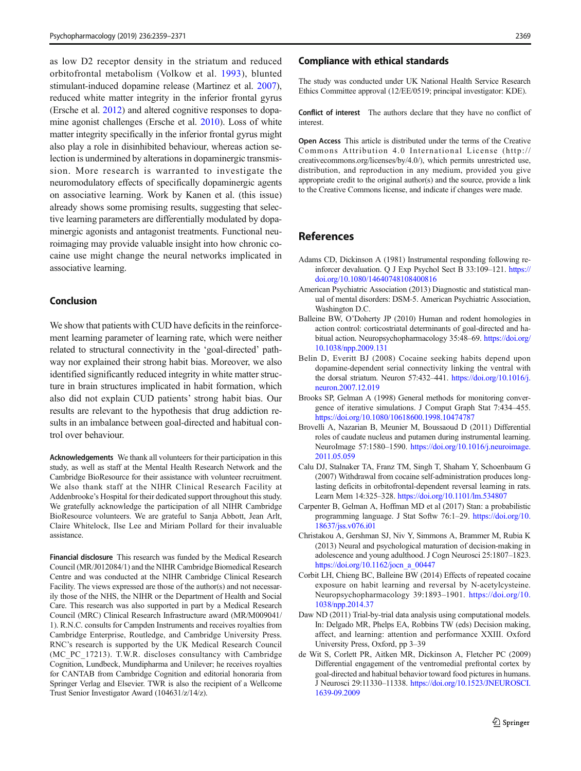as low D2 receptor density in the striatum and reduced orbitofrontal metabolism (Volkow et al. 1993), blunted stimulant-induced dopamine release (Martinez et al. 2007), reduced white matter integrity in the inferior frontal gyrus (Ersche et al. 2012) and altered cognitive responses to dopamine agonist challenges (Ersche et al. 2010). Loss of white matter integrity specifically in the inferior frontal gyrus might also play a role in disinhibited behaviour, whereas action selection is undermined by alterations in dopaminergic transmission. More research is warranted to investigate the neuromodulatory effects of specifically dopaminergic agents on associative learning. Work by Kanen et al. (this issue) already shows some promising results, suggesting that selective learning parameters are differentially modulated by dopaminergic agonists and antagonist treatments. Functional neuroimaging may provide valuable insight into how chronic cocaine use might change the neural networks implicated in associative learning.

## Conclusion

We show that patients with CUD have deficits in the reinforcement learning parameter of learning rate, which were neither related to structural connectivity in the 'goal-directed' pathway nor explained their strong habit bias. Moreover, we also identified significantly reduced integrity in white matter structure in brain structures implicated in habit formation, which also did not explain CUD patients' strong habit bias. Our results are relevant to the hypothesis that drug addiction results in an imbalance between goal-directed and habitual control over behaviour.

**Acknowledgements** We thank all volunteers for their participation in this study, as well as staff at the Mental Health Research Network and the Cambridge BioResource for their assistance with volunteer recruitment. We also thank staff at the NIHR Clinical Research Facility at Addenbrooke's Hospital for their dedicated support throughout this study. We gratefully acknowledge the participation of all NIHR Cambridge BioResource volunteers. We are grateful to Sanja Abbott, Jean Arlt, Claire Whitelock, Ilse Lee and Miriam Pollard for their invaluable assistance.

**Financial disclosure** This research was funded by the Medical Research Council (MR/J012084/1) and the NIHR Cambridge Biomedical Research Centre and was conducted at the NIHR Cambridge Clinical Research Facility. The views expressed are those of the author(s) and not necessarily those of the NHS, the NIHR or the Department of Health and Social Care. This research was also supported in part by a Medical Research Council (MRC) Clinical Research Infrastructure award (MR/M009041/1). R.N.C. consults for Campden Instruments and receives royalties from Cambridge Enterprise, Routledge, and Cambridge University Press. RNC's research is supported by the UK Medical Research Council (MC_PC_17213). T.W.R. discloses consultancy with Cambridge Cognition, Lundbeck, Mundipharma and Unilever; he receives royalties for CANTAB from Cambridge Cognition and editorial honoraria from Springer Verlag and Elsevier. TWR is also the recipient of a Wellcome Trust Senior Investigator Award (104631/z/14/z).

## Compliance with ethical standards

The study was conducted under UK National Health Service Research Ethics Committee approval (12/EE/0519; principal investigator: KDE).

**Conflict of interest** The authors declare that they have no conflict of interest.

**Open Access** This article is distributed under the terms of the Creative Commons Attribution 4.0 International License (http://creativecommons.org/licenses/by/4.0/), which permits unrestricted use, distribution, and reproduction in any medium, provided you give appropriate credit to the original author(s) and the source, provide a link to the Creative Commons license, and indicate if changes were made.

## References

Adams CD, Dickinson A (1981) Instrumental responding following reinforcer devaluation. Q J Exp Psychol Sect B 33:109–121. https://doi.org/10.1080/14640748108400816

American Psychiatric Association (2013) Diagnostic and statistical manual of mental disorders: DSM-5. American Psychiatric Association, Washington D.C.

Balleine BW, O'Doherty JP (2010) Human and rodent homologies in action control: corticostriatal determinants of goal-directed and habitual action. Neuropsychopharmacology 35:48–69. https://doi.org/10.1038/npp.2009.131

Belin D, Everitt BJ (2008) Cocaine seeking habits depend upon dopamine-dependent serial connectivity linking the ventral with the dorsal striatum. Neuron 57:432–441. https://doi.org/10.1016/j.neuron.2007.12.019

Brooks SP, Gelman A (1998) General methods for monitoring convergence of iterative simulations. J Comput Graph Stat 7:434–455. https://doi.org/10.1080/10618600.1998.10474787

Brovelli A, Nazarian B, Meunier M, Boussaoud D (2011) Differential roles of caudate nucleus and putamen during instrumental learning. NeuroImage 57:1580–1590. https://doi.org/10.1016/j.neuroimage.2011.05.059

Calu DJ, Stalnaker TA, Franz TM, Singh T, Shaham Y, Schoenbaum G (2007) Withdrawal from cocaine self-administration produces long-lasting deficits in orbitofrontal-dependent reversal learning in rats. Learn Mem 14:325–328. https://doi.org/10.1101/lm.534807

Carpenter B, Gelman A, Hoffman MD et al (2017) Stan: a probabilistic programming language. J Stat Softw 76:1–29. https://doi.org/10.18637/jss.v076.i01

Christakou A, Gershman SJ, Niv Y, Simmons A, Brammer M, Rubia K (2013) Neural and psychological maturation of decision-making in adolescence and young adulthood. J Cogn Neurosci 25:1807–1823. https://doi.org/10.1162/jocn_a_00447

Corbit LH, Chieng BC, Balleine BW (2014) Effects of repeated cocaine exposure on habit learning and reversal by N-acetylcysteine. Neuropsychopharmacology 39:1893–1901. https://doi.org/10.1038/npp.2014.37

Daw ND (2011) Trial-by-trial data analysis using computational models. In: Delgado MR, Phelps EA, Robbins TW (eds) Decision making, affect, and learning: attention and performance XXIII. Oxford University Press, Oxford, pp 3–39

de Wit S, Corlett PR, Aitken MR, Dickinson A, Fletcher PC (2009) Differential engagement of the ventromedial prefrontal cortex by goal-directed and habitual behavior toward food pictures in humans. J Neurosci 29:11330–11338. https://doi.org/10.1523/JNEUROSCI.1639-09.2009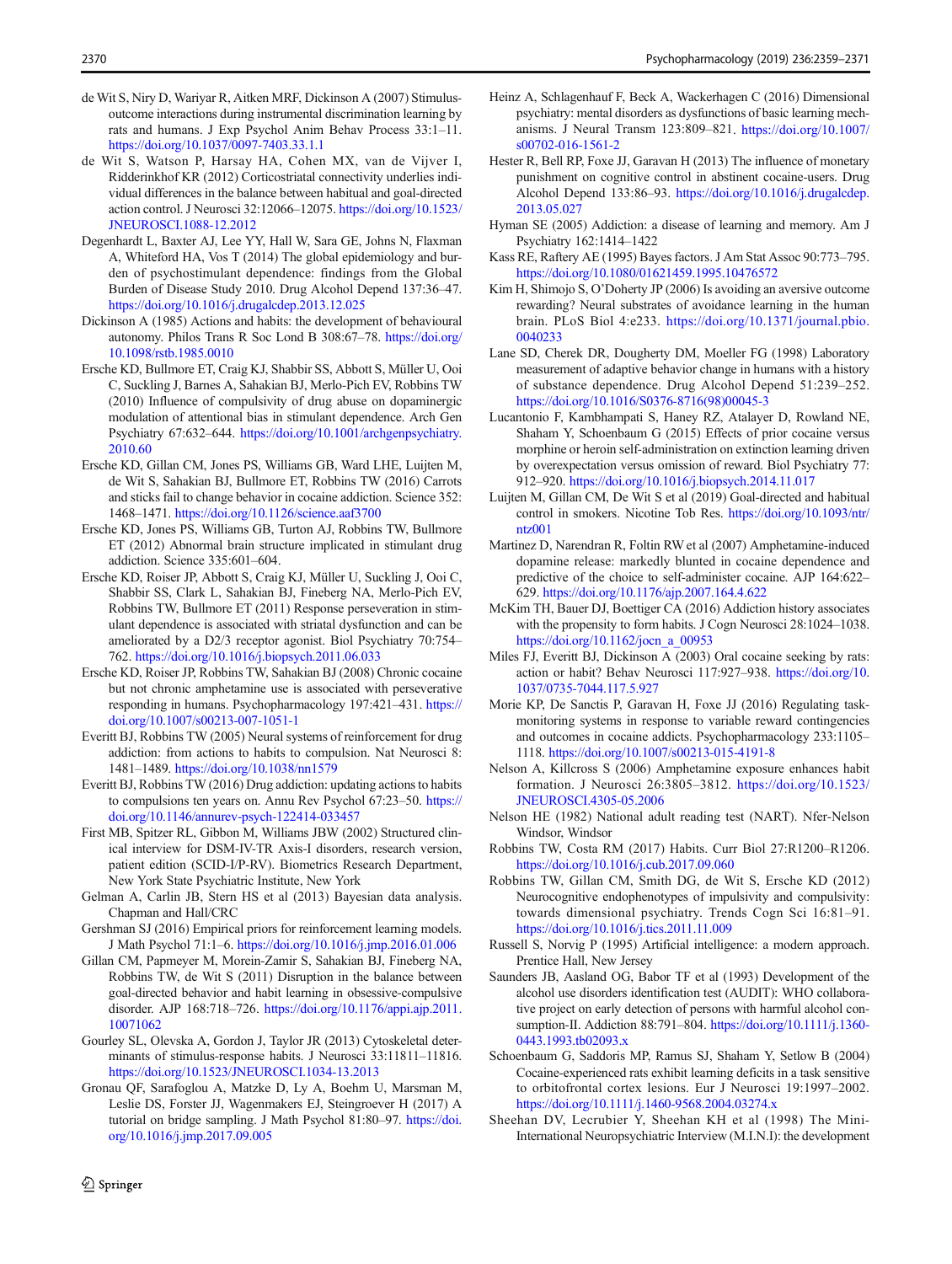de Wit S, Niry D, Wariyar R, Aitken MRF, Dickinson A (2007) Stimulus-outcome interactions during instrumental discrimination learning by rats and humans. J Exp Psychol Anim Behav Process 33:1–11. https://doi.org/10.1037/0097-7403.33.1.1

de Wit S, Watson P, Harsay HA, Cohen MX, van de Vijver I, Ridderinkhof KR (2012) Corticostriatal connectivity underlies individual differences in the balance between habitual and goal-directed action control. J Neurosci 32:12066–12075. https://doi.org/10.1523/JNEUROSCI.1088-12.2012

Degenhardt L, Baxter AJ, Lee YY, Hall W, Sara GE, Johns N, Flaxman A, Whiteford HA, Vos T (2014) The global epidemiology and burden of psychostimulant dependence: findings from the Global Burden of Disease Study 2010. Drug Alcohol Depend 137:36–47. https://doi.org/10.1016/j.drugalcdep.2013.12.025

Dickinson A (1985) Actions and habits: the development of behavioural autonomy. Philos Trans R Soc Lond B 308:67–78. https://doi.org/10.1098/rstb.1985.0010

Ersche KD, Bullmore ET, Craig KJ, Shabbir SS, Abbott S, Müller U, Ooi C, Suckling J, Barnes A, Sahakian BJ, Merlo-Pich EV, Robbins TW (2010) Influence of compulsivity of drug abuse on dopaminergic modulation of attentional bias in stimulant dependence. Arch Gen Psychiatry 67:632–644. https://doi.org/10.1001/archgenpsychiatry.2010.60

Ersche KD, Gillan CM, Jones PS, Williams GB, Ward LHE, Luijten M, de Wit S, Sahakian BJ, Bullmore ET, Robbins TW (2016) Carrots and sticks fail to change behavior in cocaine addiction. Science 352:1468–1471. https://doi.org/10.1126/science.aaf3700

Ersche KD, Jones PS, Williams GB, Turton AJ, Robbins TW, Bullmore ET (2012) Abnormal brain structure implicated in stimulant drug addiction. Science 335:601–604.

Ersche KD, Roiser JP, Abbott S, Craig KJ, Müller U, Suckling J, Ooi C, Shabbir SS, Clark L, Sahakian BJ, Fineberg NA, Merlo-Pich EV, Robbins TW, Bullmore ET (2011) Response perseveration in stimulant dependence is associated with striatal dysfunction and can be ameliorated by a D2/3 receptor agonist. Biol Psychiatry 70:754–762. https://doi.org/10.1016/j.biopsych.2011.06.033

Ersche KD, Roiser JP, Robbins TW, Sahakian BJ (2008) Chronic cocaine but not chronic amphetamine use is associated with perseverative responding in humans. Psychopharmacology 197:421–431. https://doi.org/10.1007/s00213-007-1051-1

Everitt BJ, Robbins TW (2005) Neural systems of reinforcement for drug addiction: from actions to habits to compulsion. Nat Neurosci 8:1481–1489. https://doi.org/10.1038/nn1579

Everitt BJ, Robbins TW (2016) Drug addiction: updating actions to habits to compulsions ten years on. Annu Rev Psychol 67:23–50. https://doi.org/10.1146/annurev-psych-122414-033457

First MB, Spitzer RL, Gibbon M, Williams JBW (2002) Structured clinical interview for DSM-IV-TR Axis-I disorders, research version, patient edition (SCID-I/P-RV). Biometrics Research Department, New York State Psychiatric Institute, New York

Gelman A, Carlin JB, Stern HS et al (2013) Bayesian data analysis. Chapman and Hall/CRC

Gershman SJ (2016) Empirical priors for reinforcement learning models. J Math Psychol 71:1–6. https://doi.org/10.1016/j.jmp.2016.01.006

Gillan CM, Papmeyer M, Morein-Zamir S, Sahakian BJ, Fineberg NA, Robbins TW, de Wit S (2011) Disruption in the balance between goal-directed behavior and habit learning in obsessive-compulsive disorder. AJP 168:718–726. https://doi.org/10.1176/appi.ajp.2011.10071062

Gourley SL, Olevska A, Gordon J, Taylor JR (2013) Cytoskeletal determinants of stimulus-response habits. J Neurosci 33:11811–11816. https://doi.org/10.1523/JNEUROSCI.1034-13.2013

Gronau QF, Sarafoglou A, Matzke D, Ly A, Boehm U, Marsman M, Leslie DS, Forster JJ, Wagenmakers EJ, Steingroever H (2017) A tutorial on bridge sampling. J Math Psychol 81:80–97. https://doi.org/10.1016/j.jmp.2017.09.005

Heinz A, Schlagenhauf F, Beck A, Wackerhagen C (2016) Dimensional psychiatry: mental disorders as dysfunctions of basic learning mechanisms. J Neural Transm 123:809–821. https://doi.org/10.1007/s00702-016-1561-2

Hester R, Bell RP, Foxe JJ, Garavan H (2013) The influence of monetary punishment on cognitive control in abstinent cocaine-users. Drug Alcohol Depend 133:86–93. https://doi.org/10.1016/j.drugalcdep.2013.05.027

Hyman SE (2005) Addiction: a disease of learning and memory. Am J Psychiatry 162:1414–1422

Kass RE, Raftery AE (1995) Bayes factors. J Am Stat Assoc 90:773–795. https://doi.org/10.1080/01621459.1995.10476572

Kim H, Shimojo S, O'Doherty JP (2006) Is avoiding an aversive outcome rewarding? Neural substrates of avoidance learning in the human brain. PLoS Biol 4:e233. https://doi.org/10.1371/journal.pbio.0040233

Lane SD, Cherek DR, Dougherty DM, Moeller FG (1998) Laboratory measurement of adaptive behavior change in humans with a history of substance dependence. Drug Alcohol Depend 51:239–252. https://doi.org/10.1016/S0376-8716(98)00045-3

Lucantonio F, Kambhampati S, Haney RZ, Atalayer D, Rowland NE, Shaham Y, Schoenbaum G (2015) Effects of prior cocaine versus morphine or heroin self-administration on extinction learning driven by overexpectation versus omission of reward. Biol Psychiatry 77:912–920. https://doi.org/10.1016/j.biopsych.2014.11.017

Luijten M, Gillan CM, De Wit S et al (2019) Goal-directed and habitual control in smokers. Nicotine Tob Res. https://doi.org/10.1093/ntr/ntz001

Martinez D, Narendran R, Foltin RW et al (2007) Amphetamine-induced dopamine release: markedly blunted in cocaine dependence and predictive of the choice to self-administer cocaine. AJP 164:622–629. https://doi.org/10.1176/ajp.2007.164.4.622

McKim TH, Bauer DJ, Boettiger CA (2016) Addiction history associates with the propensity to form habits. J Cogn Neurosci 28:1024–1038. https://doi.org/10.1162/jocn_a_00953

Miles FJ, Everitt BJ, Dickinson A (2003) Oral cocaine seeking by rats: action or habit? Behav Neurosci 117:927–938. https://doi.org/10.1037/0735-7044.117.5.927

Morie KP, De Sanctis P, Garavan H, Foxe JJ (2016) Regulating task-monitoring systems in response to variable reward contingencies and outcomes in cocaine addicts. Psychopharmacology 233:1105–1118. https://doi.org/10.1007/s00213-015-4191-8

Nelson A, Killcross S (2006) Amphetamine exposure enhances habit formation. J Neurosci 26:3805–3812. https://doi.org/10.1523/JNEUROSCI.4305-05.2006

Nelson HE (1982) National adult reading test (NART). Nfer-Nelson Windsor, Windsor

Robbins TW, Costa RM (2017) Habits. Curr Biol 27:R1200–R1206. https://doi.org/10.1016/j.cub.2017.09.060

Robbins TW, Gillan CM, Smith DG, de Wit S, Ersche KD (2012) Neurocognitive endophenotypes of impulsivity and compulsivity: towards dimensional psychiatry. Trends Cogn Sci 16:81–91. https://doi.org/10.1016/j.tics.2011.11.009

Russell S, Norvig P (1995) Artificial intelligence: a modern approach. Prentice Hall, New Jersey

Saunders JB, Aasland OG, Babor TF et al (1993) Development of the alcohol use disorders identification test (AUDIT): WHO collaborative project on early detection of persons with harmful alcohol consumption-II. Addiction 88:791–804. https://doi.org/10.1111/j.1360-0443.1993.tb02093.x

Schoenbaum G, Saddoris MP, Ramus SJ, Shaham Y, Setlow B (2004) Cocaine-experienced rats exhibit learning deficits in a task sensitive to orbitofrontal cortex lesions. Eur J Neurosci 19:1997–2002. https://doi.org/10.1111/j.1460-9568.2004.03274.x

Sheehan DV, Lecrubier Y, Sheehan KH et al (1998) The Mini-International Neuropsychiatric Interview (M.I.N.I): the development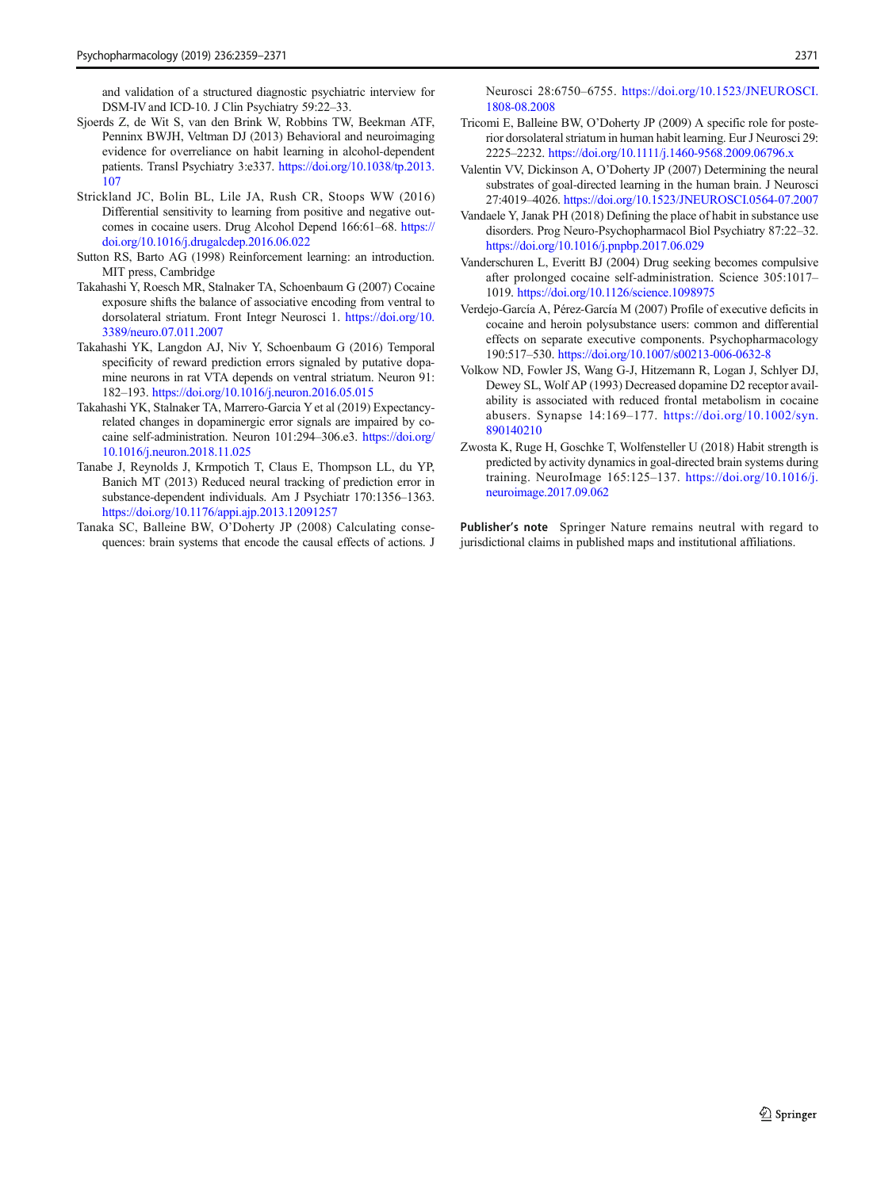and validation of a structured diagnostic psychiatric interview for DSM-IV and ICD-10. J Clin Psychiatry 59:22–33.

Sjoerds Z, de Wit S, van den Brink W, Robbins TW, Beekman ATF, Penninx BWJH, Veltman DJ (2013) Behavioral and neuroimaging evidence for overreliance on habit learning in alcohol-dependent patients. Transl Psychiatry 3:e337. https://doi.org/10.1038/tp.2013.107

Strickland JC, Bolin BL, Lile JA, Rush CR, Stoops WW (2016) Differential sensitivity to learning from positive and negative outcomes in cocaine users. Drug Alcohol Depend 166:61–68. https://doi.org/10.1016/j.drugalcdep.2016.06.022

Sutton RS, Barto AG (1998) Reinforcement learning: an introduction. MIT press, Cambridge

Takahashi Y, Roesch MR, Stalnaker TA, Schoenbaum G (2007) Cocaine exposure shifts the balance of associative encoding from ventral to dorsolateral striatum. Front Integr Neurosci 1. https://doi.org/10.3389/neuro.07.011.2007

Takahashi YK, Langdon AJ, Niv Y, Schoenbaum G (2016) Temporal specificity of reward prediction errors signaled by putative dopamine neurons in rat VTA depends on ventral striatum. Neuron 91:182–193. https://doi.org/10.1016/j.neuron.2016.05.015

Takahashi YK, Stalnaker TA, Marrero-Garcia Y et al (2019) Expectancy-related changes in dopaminergic error signals are impaired by cocaine self-administration. Neuron 101:294–306.e3. https://doi.org/10.1016/j.neuron.2018.11.025

Tanabe J, Reynolds J, Krmpotich T, Claus E, Thompson LL, du YP, Banich MT (2013) Reduced neural tracking of prediction error in substance-dependent individuals. Am J Psychiatr 170:1356–1363. https://doi.org/10.1176/appi.ajp.2013.12091257

Tanaka SC, Balleine BW, O'Doherty JP (2008) Calculating consequences: brain systems that encode the causal effects of actions. J Neurosci 28:6750–6755. https://doi.org/10.1523/JNEUROSCI.1808-08.2008

Tricomi E, Balleine BW, O'Doherty JP (2009) A specific role for posterior dorsolateral striatum in human habit learning. Eur J Neurosci 29:2225–2232. https://doi.org/10.1111/j.1460-9568.2009.06796.x

Valentin VV, Dickinson A, O'Doherty JP (2007) Determining the neural substrates of goal-directed learning in the human brain. J Neurosci 27:4019–4026. https://doi.org/10.1523/JNEUROSCI.0564-07.2007

Vandaele Y, Janak PH (2018) Defining the place of habit in substance use disorders. Prog Neuro-Psychopharmacol Biol Psychiatry 87:22–32. https://doi.org/10.1016/j.pnpbp.2017.06.029

Vanderschuren L, Everitt BJ (2004) Drug seeking becomes compulsive after prolonged cocaine self-administration. Science 305:1017–1019. https://doi.org/10.1126/science.1098975

Verdejo-García A, Pérez-García M (2007) Profile of executive deficits in cocaine and heroin polysubstance users: common and differential effects on separate executive components. Psychopharmacology 190:517–530. https://doi.org/10.1007/s00213-006-0632-8

Volkow ND, Fowler JS, Wang G-J, Hitzemann R, Logan J, Schlyer DJ, Dewey SL, Wolf AP (1993) Decreased dopamine D2 receptor availability is associated with reduced frontal metabolism in cocaine abusers. Synapse 14:169–177. https://doi.org/10.1002/syn.890140210

Zwosta K, Ruge H, Goschke T, Wolfensteller U (2018) Habit strength is predicted by activity dynamics in goal-directed brain systems during training. NeuroImage 165:125–137. https://doi.org/10.1016/j.neuroimage.2017.09.062

**Publisher's note** Springer Nature remains neutral with regard to jurisdictional claims in published maps and institutional affiliations.